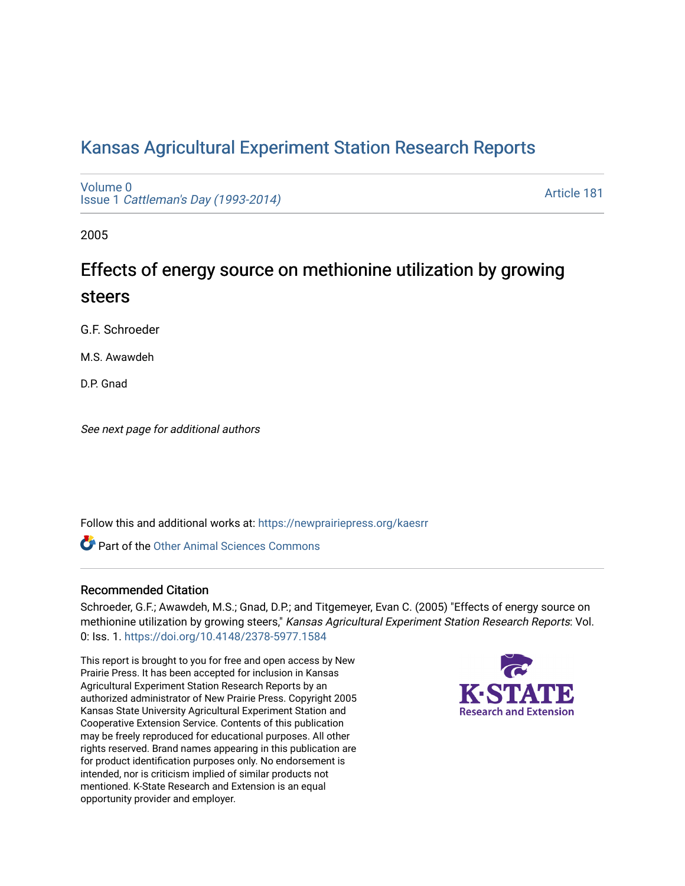# Kansas Agricultural Experiment Station Research Reports

Volume 0
Issue 1 *Cattleman's Day (1993-2014)*

Article 181

2005

## Effects of energy source on methionine utilization by growing steers

G.F. Schroeder

M.S. Awawdeh

D.P. Gnad

*See next page for additional authors*

Follow this and additional works at: https://newprairiepress.org/kaesrr

Part of the Other Animal Sciences Commons

### Recommended Citation

Schroeder, G.F.; Awawdeh, M.S.; Gnad, D.P.; and Titgemeyer, Evan C. (2005) "Effects of energy source on methionine utilization by growing steers," *Kansas Agricultural Experiment Station Research Reports*: Vol. 0: Iss. 1. https://doi.org/10.4148/2378-5977.1584

This report is brought to you for free and open access by New Prairie Press. It has been accepted for inclusion in Kansas Agricultural Experiment Station Research Reports by an authorized administrator of New Prairie Press. Copyright 2005 Kansas State University Agricultural Experiment Station and Cooperative Extension Service. Contents of this publication may be freely reproduced for educational purposes. All other rights reserved. Brand names appearing in this publication are for product identification purposes only. No endorsement is intended, nor is criticism implied of similar products not mentioned. K-State Research and Extension is an equal opportunity provider and employer.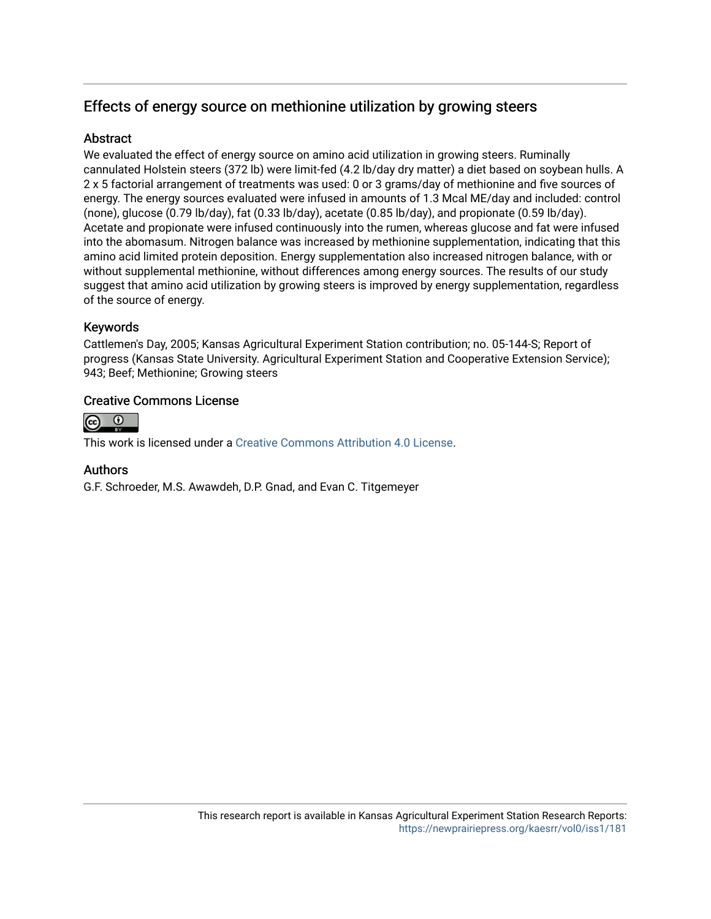## Effects of energy source on methionine utilization by growing steers

### Abstract

We evaluated the effect of energy source on amino acid utilization in growing steers. Ruminally cannulated Holstein steers (372 lb) were limit-fed (4.2 lb/day dry matter) a diet based on soybean hulls. A 2 x 5 factorial arrangement of treatments was used: 0 or 3 grams/day of methionine and five sources of energy. The energy sources evaluated were infused in amounts of 1.3 Mcal ME/day and included: control (none), glucose (0.79 lb/day), fat (0.33 lb/day), acetate (0.85 lb/day), and propionate (0.59 lb/day). Acetate and propionate were infused continuously into the rumen, whereas glucose and fat were infused into the abomasum. Nitrogen balance was increased by methionine supplementation, indicating that this amino acid limited protein deposition. Energy supplementation also increased nitrogen balance, with or without supplemental methionine, without differences among energy sources. The results of our study suggest that amino acid utilization by growing steers is improved by energy supplementation, regardless of the source of energy.

### Keywords

Cattlemen's Day, 2005; Kansas Agricultural Experiment Station contribution; no. 05-144-S; Report of progress (Kansas State University. Agricultural Experiment Station and Cooperative Extension Service); 943; Beef; Methionine; Growing steers

### Creative Commons License

This work is licensed under a Creative Commons Attribution 4.0 License.

### Authors

G.F. Schroeder, M.S. Awawdeh, D.P. Gnad, and Evan C. Titgemeyer

This research report is available in Kansas Agricultural Experiment Station Research Reports: https://newprairiepress.org/kaesrr/vol0/iss1/181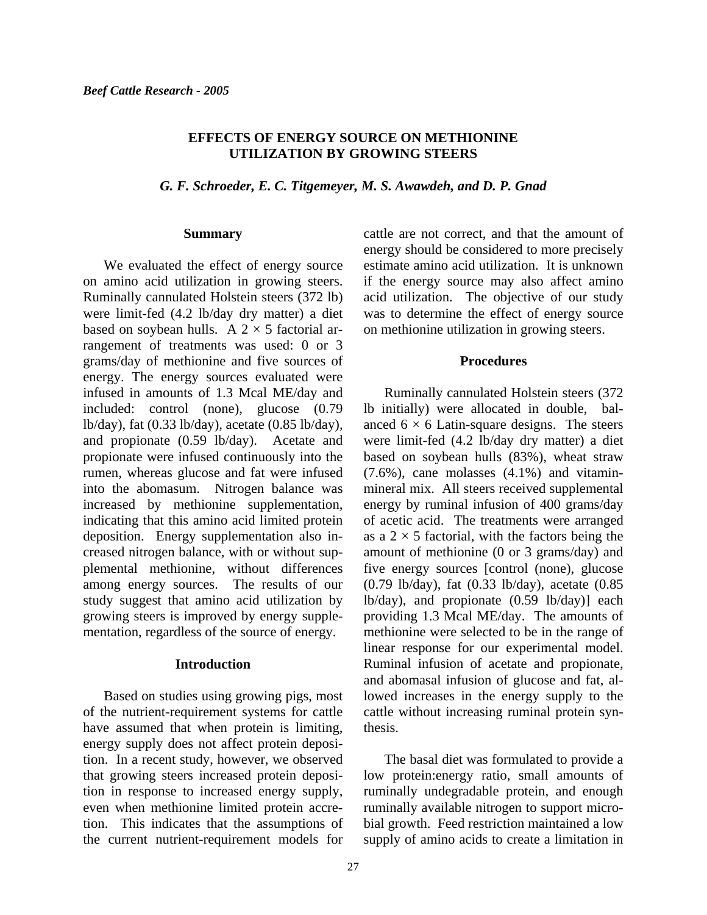# EFFECTS OF ENERGY SOURCE ON METHIONINE UTILIZATION BY GROWING STEERS

*G. F. Schroeder, E. C. Titgemeyer, M. S. Awawdeh, and D. P. Gnad*

## Summary

We evaluated the effect of energy source on amino acid utilization in growing steers. Ruminally cannulated Holstein steers (372 lb) were limit-fed (4.2 lb/day dry matter) a diet based on soybean hulls. A $2 \times 5$ factorial arrangement of treatments was used: 0 or 3 grams/day of methionine and five sources of energy. The energy sources evaluated were infused in amounts of 1.3 Mcal ME/day and included: control (none), glucose (0.79 lb/day), fat (0.33 lb/day), acetate (0.85 lb/day), and propionate (0.59 lb/day). Acetate and propionate were infused continuously into the rumen, whereas glucose and fat were infused into the abomasum. Nitrogen balance was increased by methionine supplementation, indicating that this amino acid limited protein deposition. Energy supplementation also increased nitrogen balance, with or without supplemental methionine, without differences among energy sources. The results of our study suggest that amino acid utilization by growing steers is improved by energy supplementation, regardless of the source of energy.

## Introduction

Based on studies using growing pigs, most of the nutrient-requirement systems for cattle have assumed that when protein is limiting, energy supply does not affect protein deposition. In a recent study, however, we observed that growing steers increased protein deposition in response to increased energy supply, even when methionine limited protein accretion. This indicates that the assumptions of the current nutrient-requirement models for cattle are not correct, and that the amount of energy should be considered to more precisely estimate amino acid utilization. It is unknown if the energy source may also affect amino acid utilization. The objective of our study was to determine the effect of energy source on methionine utilization in growing steers.

## Procedures

Ruminally cannulated Holstein steers (372 lb initially) were allocated in double, balanced $6 \times 6$ Latin-square designs. The steers were limit-fed (4.2 lb/day dry matter) a diet based on soybean hulls (83%), wheat straw (7.6%), cane molasses (4.1%) and vitamin-mineral mix. All steers received supplemental energy by ruminal infusion of 400 grams/day of acetic acid. The treatments were arranged as a $2 \times 5$ factorial, with the factors being the amount of methionine (0 or 3 grams/day) and five energy sources [control (none), glucose (0.79 lb/day), fat (0.33 lb/day), acetate (0.85 lb/day), and propionate (0.59 lb/day)] each providing 1.3 Mcal ME/day. The amounts of methionine were selected to be in the range of linear response for our experimental model. Ruminal infusion of acetate and propionate, and abomasal infusion of glucose and fat, allowed increases in the energy supply to the cattle without increasing ruminal protein synthesis.

The basal diet was formulated to provide a low protein:energy ratio, small amounts of ruminally undegradable protein, and enough ruminally available nitrogen to support microbial growth. Feed restriction maintained a low supply of amino acids to create a limitation in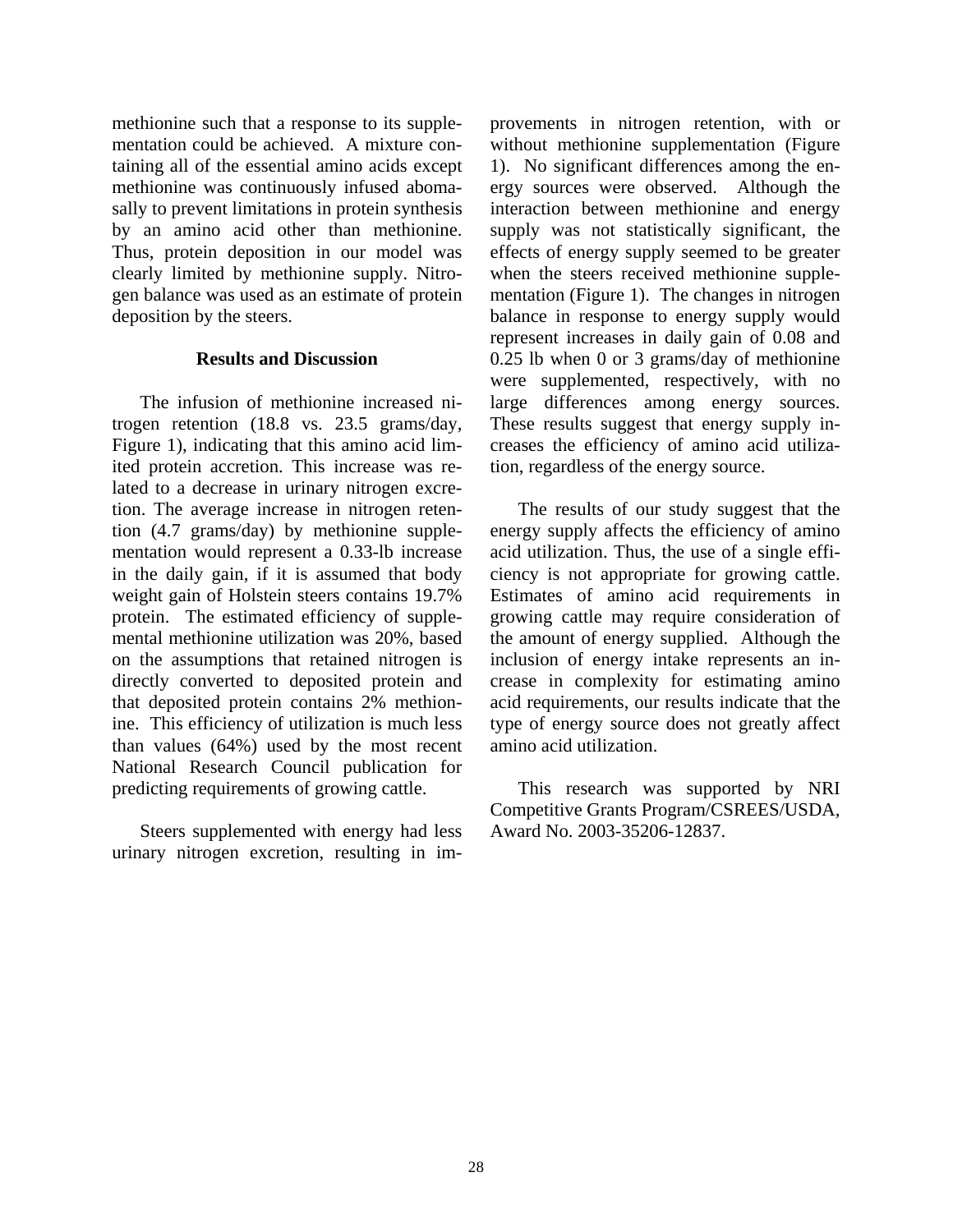methionine such that a response to its supplementation could be achieved. A mixture containing all of the essential amino acids except methionine was continuously infused abomasally to prevent limitations in protein synthesis by an amino acid other than methionine. Thus, protein deposition in our model was clearly limited by methionine supply. Nitrogen balance was used as an estimate of protein deposition by the steers.

## Results and Discussion

The infusion of methionine increased nitrogen retention (18.8 vs. 23.5 grams/day, Figure 1), indicating that this amino acid limited protein accretion. This increase was related to a decrease in urinary nitrogen excretion. The average increase in nitrogen retention (4.7 grams/day) by methionine supplementation would represent a 0.33-lb increase in the daily gain, if it is assumed that body weight gain of Holstein steers contains 19.7% protein. The estimated efficiency of supplemental methionine utilization was 20%, based on the assumptions that retained nitrogen is directly converted to deposited protein and that deposited protein contains 2% methionine. This efficiency of utilization is much less than values (64%) used by the most recent National Research Council publication for predicting requirements of growing cattle.

Steers supplemented with energy had less urinary nitrogen excretion, resulting in improvements in nitrogen retention, with or without methionine supplementation (Figure 1). No significant differences among the energy sources were observed. Although the interaction between methionine and energy supply was not statistically significant, the effects of energy supply seemed to be greater when the steers received methionine supplementation (Figure 1). The changes in nitrogen balance in response to energy supply would represent increases in daily gain of 0.08 and 0.25 lb when 0 or 3 grams/day of methionine were supplemented, respectively, with no large differences among energy sources. These results suggest that energy supply increases the efficiency of amino acid utilization, regardless of the energy source.

The results of our study suggest that the energy supply affects the efficiency of amino acid utilization. Thus, the use of a single efficiency is not appropriate for growing cattle. Estimates of amino acid requirements in growing cattle may require consideration of the amount of energy supplied. Although the inclusion of energy intake represents an increase in complexity for estimating amino acid requirements, our results indicate that the type of energy source does not greatly affect amino acid utilization.

This research was supported by NRI Competitive Grants Program/CSREES/USDA, Award No. 2003-35206-12837.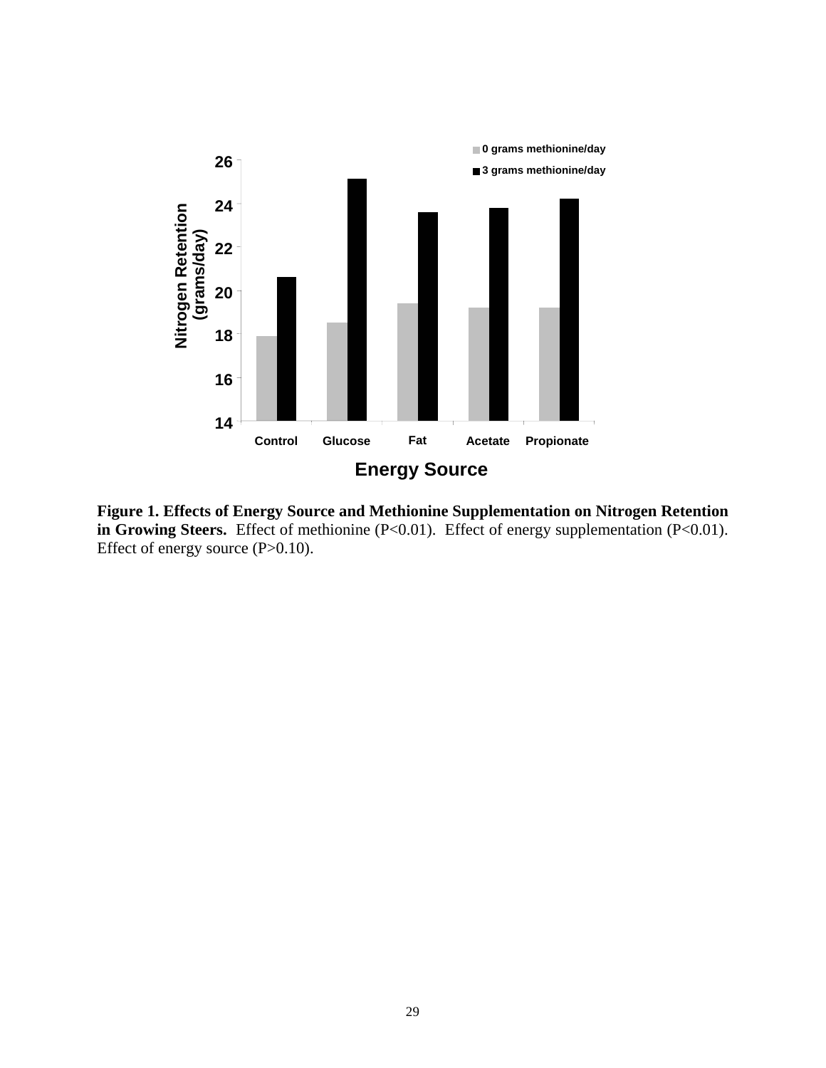0 grams methionine/day
3 grams methionine/day

26
24
22
20
18
16
14

Nitrogen Retention (grams/day)

Control
Glucose
Fat
Acetate
Propionate

Energy Source

**Figure 1. Effects of Energy Source and Methionine Supplementation on Nitrogen Retention in Growing Steers.** Effect of methionine ($P<0.01$). Effect of energy supplementation ($P<0.01$). Effect of energy source ($P>0.10$).